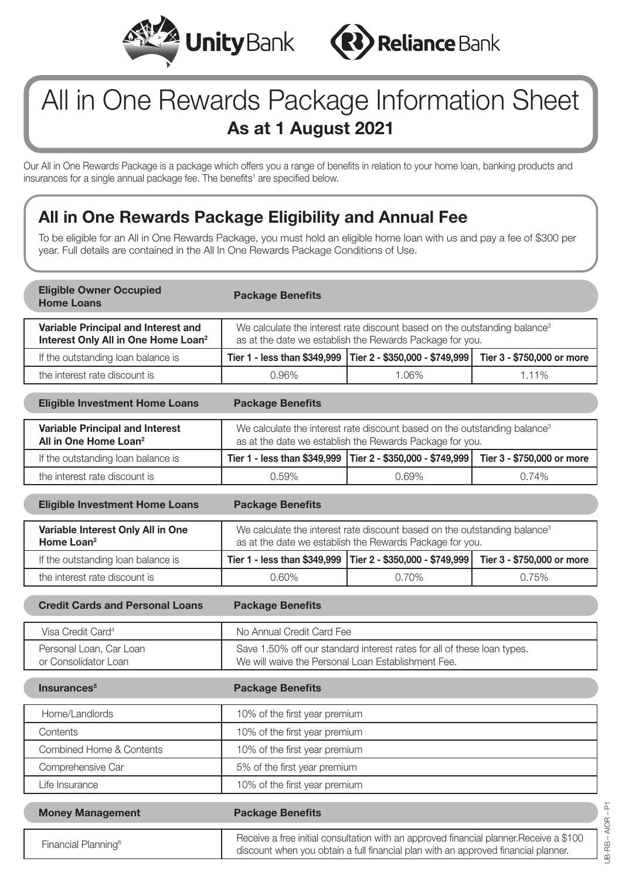Unity Bank | Reliance Bank

# All in One Rewards Package Information Sheet

## As at 1 August 2021

Our All in One Rewards Package is a package which offers you a range of benefits in relation to your home loan, banking products and insurances for a single annual package fee. The benefits[1] are specified below.

## All in One Rewards Package Eligibility and Annual Fee

To be eligible for an All in One Rewards Package, you must hold an eligible home loan with us and pay a fee of $300 per year. Full details are contained in the All In One Rewards Package Conditions of Use.

| Eligible Owner Occupied Home Loans | Package Benefits | | |
|---|---|---|---|
| **Variable Principal and Interest and Interest Only All in One Home Loan[2]** | We calculate the interest rate discount based on the outstanding balance[3] as at the date we establish the Rewards Package for you. | | |
| If the outstanding loan balance is | **Tier 1 - less than $349,999** | **Tier 2 - $350,000 - $749,999** | **Tier 3 - $750,000 or more** |
| the interest rate discount is | 0.96% | 1.06% | 1.11% |

| Eligible Investment Home Loans | Package Benefits | | |
|---|---|---|---|
| **Variable Principal and Interest All in One Home Loan[2]** | We calculate the interest rate discount based on the outstanding balance[3] as at the date we establish the Rewards Package for you. | | |
| If the outstanding loan balance is | **Tier 1 - less than $349,999** | **Tier 2 - $350,000 - $749,999** | **Tier 3 - $750,000 or more** |
| the interest rate discount is | 0.59% | 0.69% | 0.74% |

| Eligible Investment Home Loans | Package Benefits | | |
|---|---|---|---|
| **Variable Interest Only All in One Home Loan[2]** | We calculate the interest rate discount based on the outstanding balance[3] as at the date we establish the Rewards Package for you. | | |
| If the outstanding loan balance is | **Tier 1 - less than $349,999** | **Tier 2 - $350,000 - $749,999** | **Tier 3 - $750,000 or more** |
| the interest rate discount is | 0.60% | 0.70% | 0.75% |

| Credit Cards and Personal Loans | Package Benefits |
|---|---|
| Visa Credit Card[4] | No Annual Credit Card Fee |
| Personal Loan, Car Loan or Consolidator Loan | Save 1.50% off our standard interest rates for all of these loan types. We will waive the Personal Loan Establishment Fee. |

| Insurances[5] | Package Benefits |
|---|---|
| Home/Landlords | 10% of the first year premium |
| Contents | 10% of the first year premium |
| Combined Home & Contents | 10% of the first year premium |
| Comprehensive Car | 5% of the first year premium |
| Life Insurance | 10% of the first year premium |

| Money Management | Package Benefits |
|---|---|
| Financial Planning[6] | Receive a free initial consultation with an approved financial planner.Receive a $100 discount when you obtain a full financial plan with an approved financial planner. |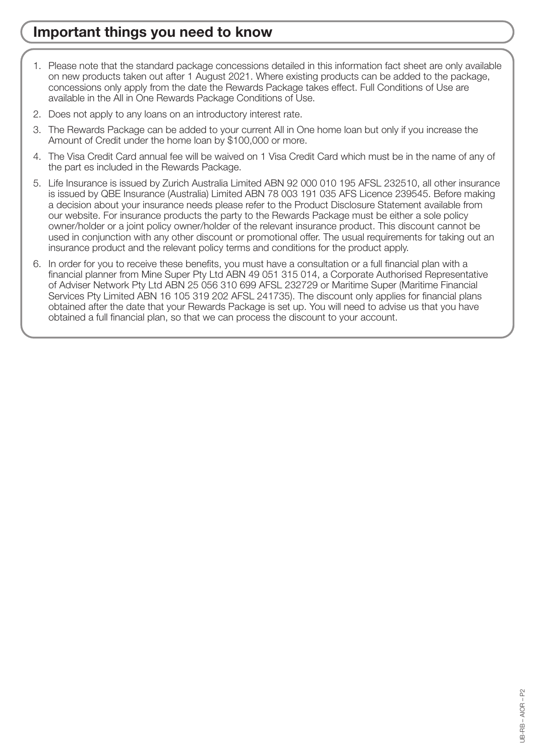## Important things you need to know

1. Please note that the standard package concessions detailed in this information fact sheet are only available on new products taken out after 1 August 2021. Where existing products can be added to the package, concessions only apply from the date the Rewards Package takes effect. Full Conditions of Use are available in the All in One Rewards Package Conditions of Use.
2. Does not apply to any loans on an introductory interest rate.
3. The Rewards Package can be added to your current All in One home loan but only if you increase the Amount of Credit under the home loan by $100,000 or more.
4. The Visa Credit Card annual fee will be waived on 1 Visa Credit Card which must be in the name of any of the part es included in the Rewards Package.
5. Life Insurance is issued by Zurich Australia Limited ABN 92 000 010 195 AFSL 232510, all other insurance is issued by QBE Insurance (Australia) Limited ABN 78 003 191 035 AFS Licence 239545. Before making a decision about your insurance needs please refer to the Product Disclosure Statement available from our website. For insurance products the party to the Rewards Package must be either a sole policy owner/holder or a joint policy owner/holder of the relevant insurance product. This discount cannot be used in conjunction with any other discount or promotional offer. The usual requirements for taking out an insurance product and the relevant policy terms and conditions for the product apply.
6. In order for you to receive these benefits, you must have a consultation or a full financial plan with a financial planner from Mine Super Pty Ltd ABN 49 051 315 014, a Corporate Authorised Representative of Adviser Network Pty Ltd ABN 25 056 310 699 AFSL 232729 or Maritime Super (Maritime Financial Services Pty Limited ABN 16 105 319 202 AFSL 241735). The discount only applies for financial plans obtained after the date that your Rewards Package is set up. You will need to advise us that you have obtained a full financial plan, so that we can process the discount to your account.

UB-RB – AIOR – P2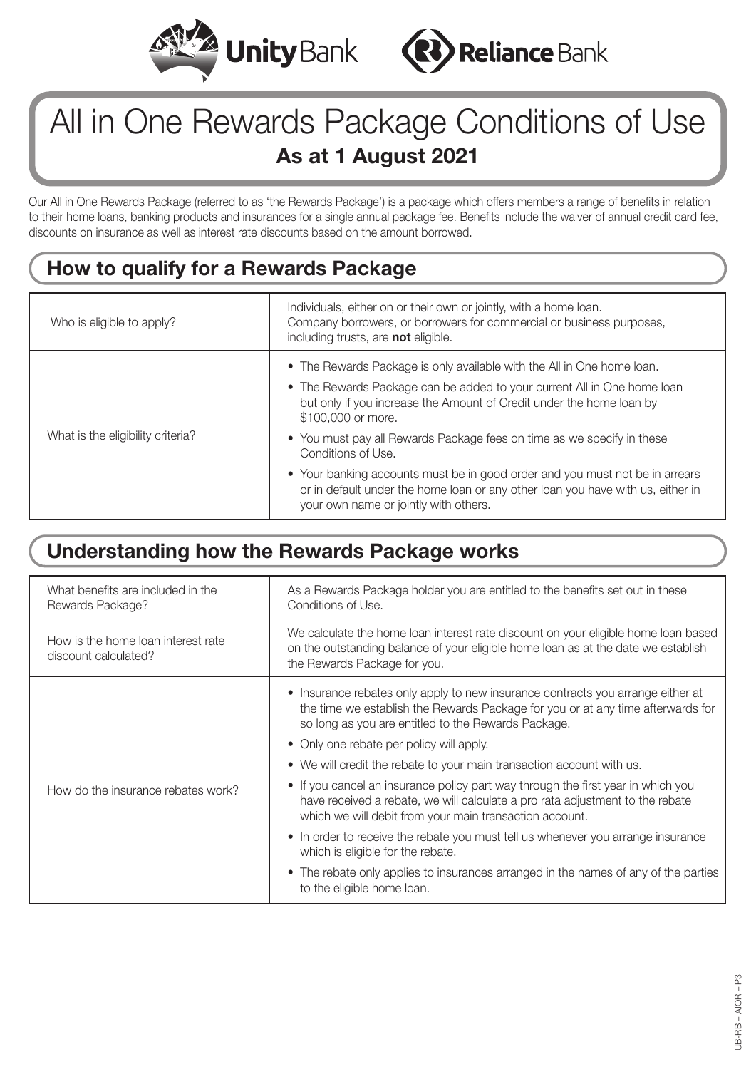UnityBank Reliance Bank

# All in One Rewards Package Conditions of Use

**As at 1 August 2021**

Our All in One Rewards Package (referred to as 'the Rewards Package') is a package which offers members a range of benefits in relation to their home loans, banking products and insurances for a single annual package fee. Benefits include the waiver of annual credit card fee, discounts on insurance as well as interest rate discounts based on the amount borrowed.

## How to qualify for a Rewards Package

| | |
|---|---|
| Who is eligible to apply? | Individuals, either on or their own or jointly, with a home loan.<br>Company borrowers, or borrowers for commercial or business purposes, including trusts, are **not** eligible. |
| What is the eligibility criteria? | • The Rewards Package is only available with the All in One home loan.<br>• The Rewards Package can be added to your current All in One home loan but only if you increase the Amount of Credit under the home loan by \$100,000 or more.<br>• You must pay all Rewards Package fees on time as we specify in these Conditions of Use.<br>• Your banking accounts must be in good order and you must not be in arrears or in default under the home loan or any other loan you have with us, either in your own name or jointly with others. |

## Understanding how the Rewards Package works

| | |
|---|---|
| What benefits are included in the Rewards Package? | As a Rewards Package holder you are entitled to the benefits set out in these Conditions of Use. |
| How is the home loan interest rate discount calculated? | We calculate the home loan interest rate discount on your eligible home loan based on the outstanding balance of your eligible home loan as at the date we establish the Rewards Package for you. |
| How do the insurance rebates work? | • Insurance rebates only apply to new insurance contracts you arrange either at the time we establish the Rewards Package for you or at any time afterwards for so long as you are entitled to the Rewards Package.<br>• Only one rebate per policy will apply.<br>• We will credit the rebate to your main transaction account with us.<br>• If you cancel an insurance policy part way through the first year in which you have received a rebate, we will calculate a pro rata adjustment to the rebate which we will debit from your main transaction account.<br>• In order to receive the rebate you must tell us whenever you arrange insurance which is eligible for the rebate.<br>• The rebate only applies to insurances arranged in the names of any of the parties to the eligible home loan. |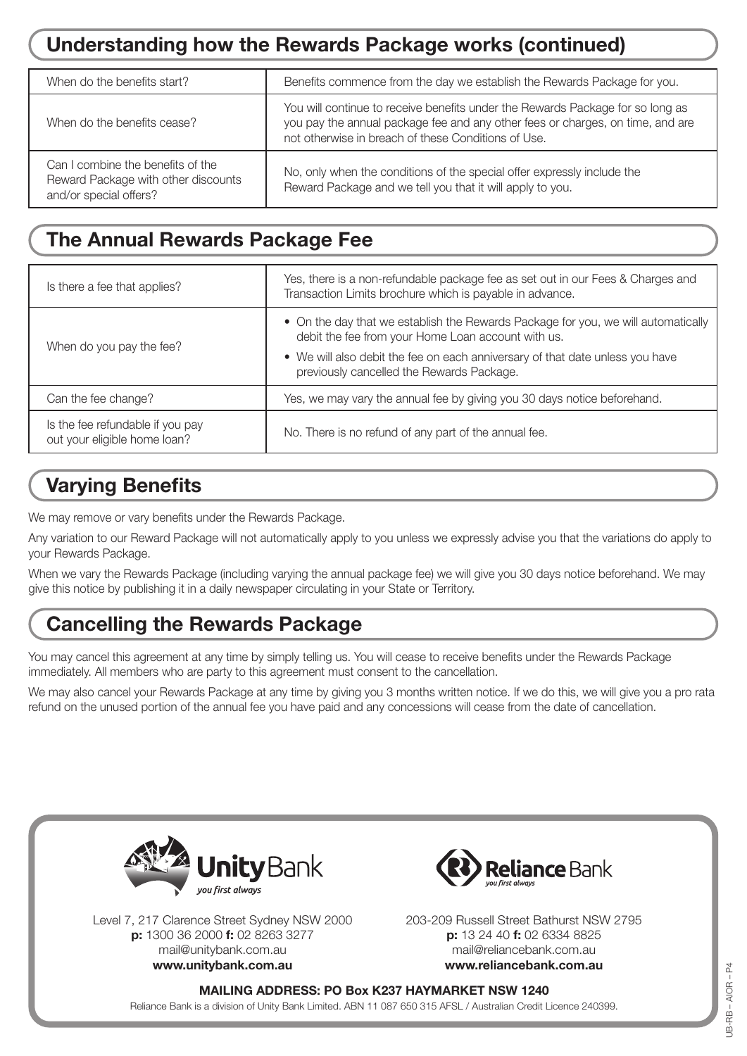## Understanding how the Rewards Package works (continued)

| | |
|---|---|
| When do the benefits start? | Benefits commence from the day we establish the Rewards Package for you. |
| When do the benefits cease? | You will continue to receive benefits under the Rewards Package for so long as you pay the annual package fee and any other fees or charges, on time, and are not otherwise in breach of these Conditions of Use. |
| Can I combine the benefits of the Reward Package with other discounts and/or special offers? | No, only when the conditions of the special offer expressly include the Reward Package and we tell you that it will apply to you. |

## The Annual Rewards Package Fee

| | |
|---|---|
| Is there a fee that applies? | Yes, there is a non-refundable package fee as set out in our Fees & Charges and Transaction Limits brochure which is payable in advance. |
| When do you pay the fee? | • On the day that we establish the Rewards Package for you, we will automatically debit the fee from your Home Loan account with us.<br>• We will also debit the fee on each anniversary of that date unless you have previously cancelled the Rewards Package. |
| Can the fee change? | Yes, we may vary the annual fee by giving you 30 days notice beforehand. |
| Is the fee refundable if you pay out your eligible home loan? | No. There is no refund of any part of the annual fee. |

## Varying Benefits

We may remove or vary benefits under the Rewards Package.

Any variation to our Reward Package will not automatically apply to you unless we expressly advise you that the variations do apply to your Rewards Package.

When we vary the Rewards Package (including varying the annual package fee) we will give you 30 days notice beforehand. We may give this notice by publishing it in a daily newspaper circulating in your State or Territory.

## Cancelling the Rewards Package

You may cancel this agreement at any time by simply telling us. You will cease to receive benefits under the Rewards Package immediately. All members who are party to this agreement must consent to the cancellation.

We may also cancel your Rewards Package at any time by giving you 3 months written notice. If we do this, we will give you a pro rata refund on the unused portion of the annual fee you have paid and any concessions will cease from the date of cancellation.

**Unity** Bank
*you first always*

Level 7, 217 Clarence Street Sydney NSW 2000
**p:** 1300 36 2000 **f:** 02 8263 3277
mail@unitybank.com.au
**www.unitybank.com.au**

**Reliance** Bank
*you first always*

203-209 Russell Street Bathurst NSW 2795
**p:** 13 24 40 **f:** 02 6334 8825
mail@reliancebank.com.au
**www.reliancebank.com.au**

**MAILING ADDRESS: PO Box K237 HAYMARKET NSW 1240**

Reliance Bank is a division of Unity Bank Limited. ABN 11 087 650 315 AFSL / Australian Credit Licence 240399.

UB-RB – AIOR – P4